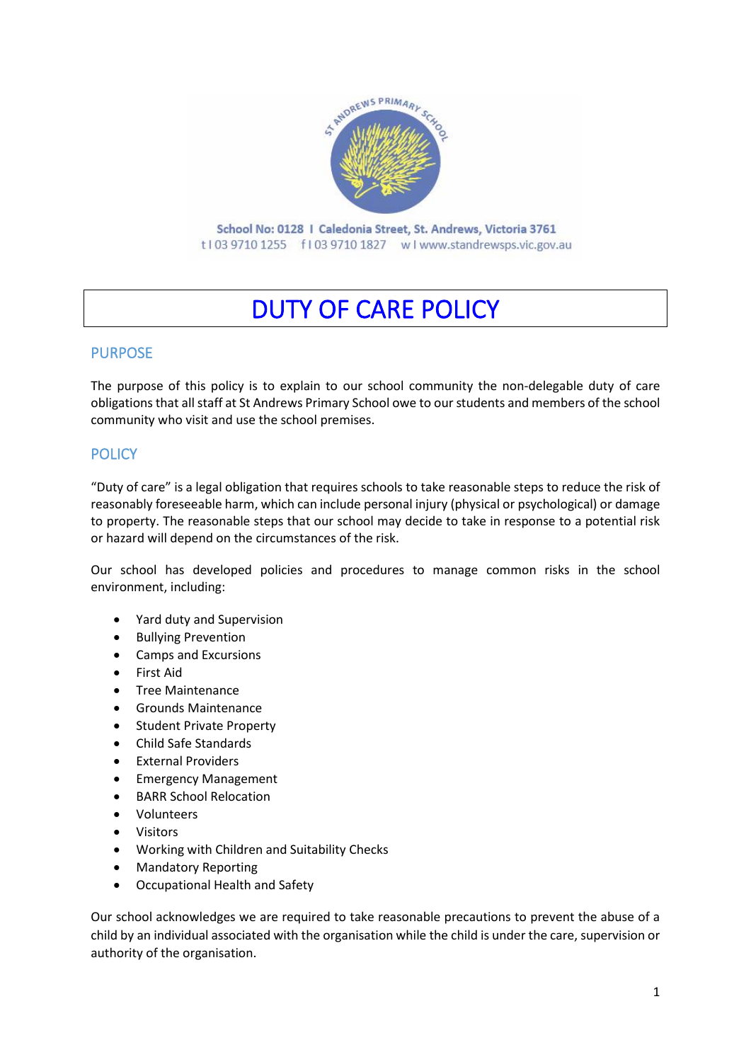School No: 0128 I Caledonia Street, St. Andrews, Victoria 3761
t I 03 9710 1255   f I 03 9710 1827   w I www.standrewsps.vic.gov.au

# DUTY OF CARE POLICY

## PURPOSE

The purpose of this policy is to explain to our school community the non-delegable duty of care obligations that all staff at St Andrews Primary School owe to our students and members of the school community who visit and use the school premises.

## POLICY

"Duty of care" is a legal obligation that requires schools to take reasonable steps to reduce the risk of reasonably foreseeable harm, which can include personal injury (physical or psychological) or damage to property. The reasonable steps that our school may decide to take in response to a potential risk or hazard will depend on the circumstances of the risk.

Our school has developed policies and procedures to manage common risks in the school environment, including:

- Yard duty and Supervision
- Bullying Prevention
- Camps and Excursions
- First Aid
- Tree Maintenance
- Grounds Maintenance
- Student Private Property
- Child Safe Standards
- External Providers
- Emergency Management
- BARR School Relocation
- Volunteers
- Visitors
- Working with Children and Suitability Checks
- Mandatory Reporting
- Occupational Health and Safety

Our school acknowledges we are required to take reasonable precautions to prevent the abuse of a child by an individual associated with the organisation while the child is under the care, supervision or authority of the organisation.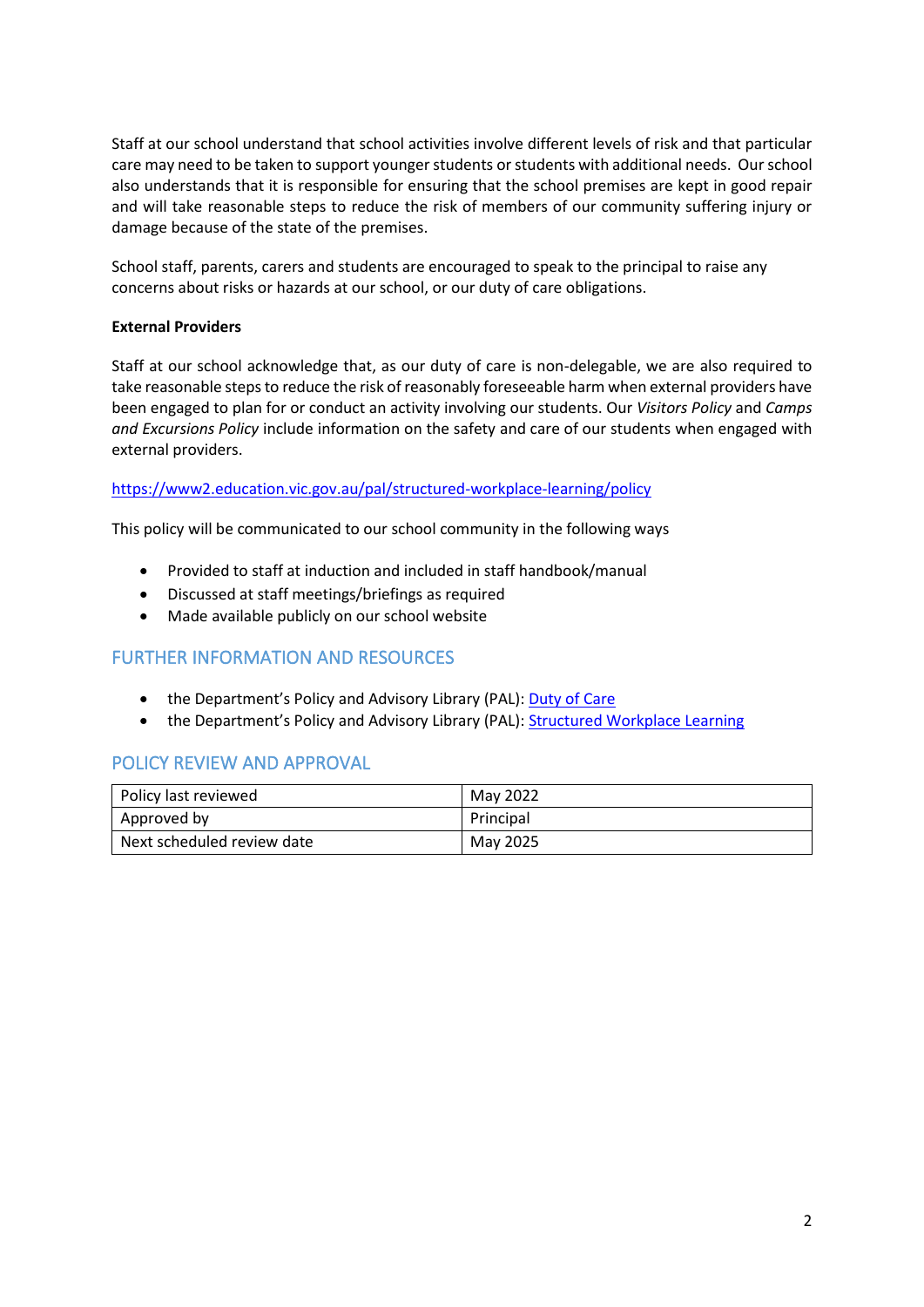Staff at our school understand that school activities involve different levels of risk and that particular care may need to be taken to support younger students or students with additional needs. Our school also understands that it is responsible for ensuring that the school premises are kept in good repair and will take reasonable steps to reduce the risk of members of our community suffering injury or damage because of the state of the premises.

School staff, parents, carers and students are encouraged to speak to the principal to raise any concerns about risks or hazards at our school, or our duty of care obligations.

**External Providers**

Staff at our school acknowledge that, as our duty of care is non-delegable, we are also required to take reasonable steps to reduce the risk of reasonably foreseeable harm when external providers have been engaged to plan for or conduct an activity involving our students. Our *Visitors Policy* and *Camps and Excursions Policy* include information on the safety and care of our students when engaged with external providers.

https://www2.education.vic.gov.au/pal/structured-workplace-learning/policy

This policy will be communicated to our school community in the following ways

- Provided to staff at induction and included in staff handbook/manual
- Discussed at staff meetings/briefings as required
- Made available publicly on our school website

## FURTHER INFORMATION AND RESOURCES

- the Department's Policy and Advisory Library (PAL): Duty of Care
- the Department's Policy and Advisory Library (PAL): Structured Workplace Learning

## POLICY REVIEW AND APPROVAL

| | |
|---|---|
| Policy last reviewed | May 2022 |
| Approved by | Principal |
| Next scheduled review date | May 2025 |